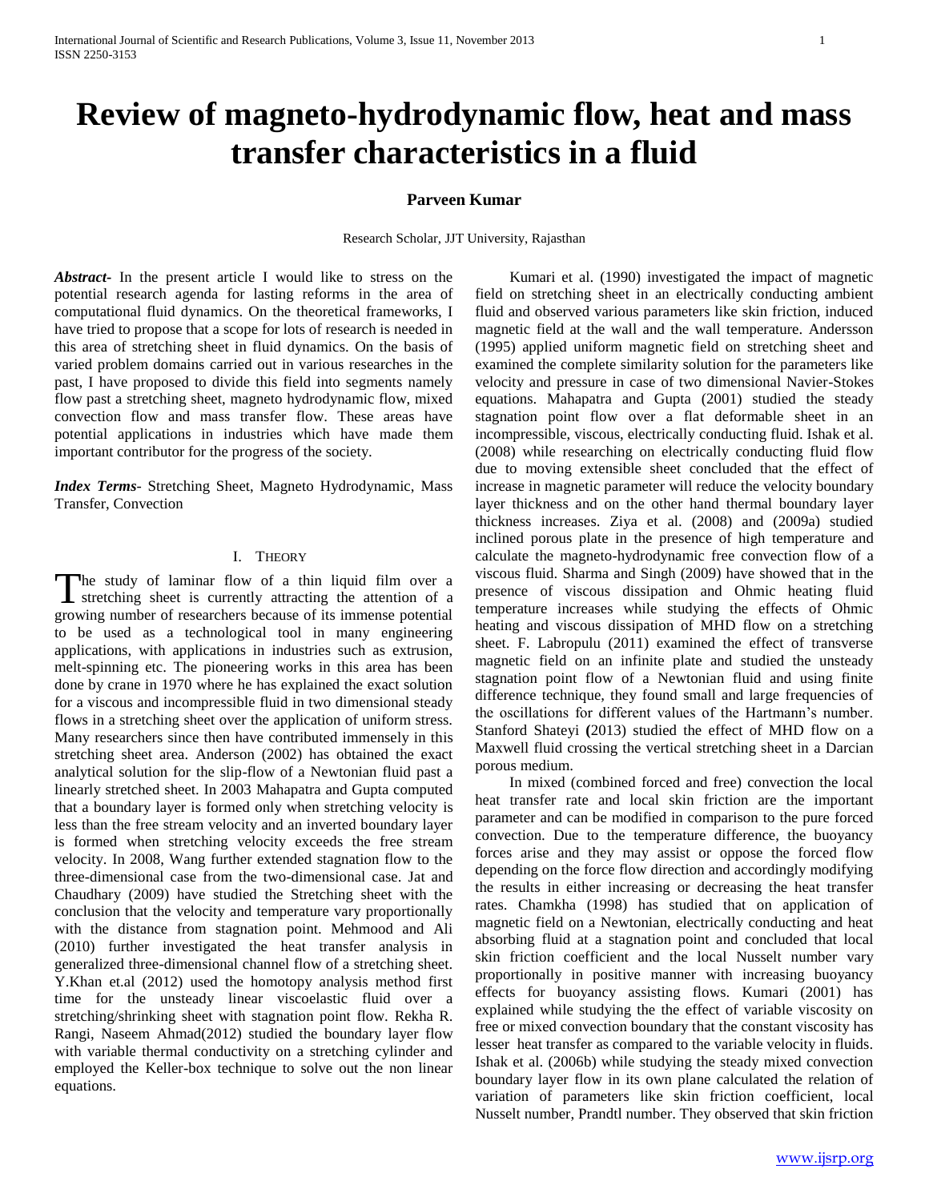# Review of magneto-hydrodynamic flow, heat and mass transfer characteristics in a fluid

**Parveen Kumar**

Research Scholar, JJT University, Rajasthan

***Abstract-*** In the present article I would like to stress on the potential research agenda for lasting reforms in the area of computational fluid dynamics. On the theoretical frameworks, I have tried to propose that a scope for lots of research is needed in this area of stretching sheet in fluid dynamics. On the basis of varied problem domains carried out in various researches in the past, I have proposed to divide this field into segments namely flow past a stretching sheet, magneto hydrodynamic flow, mixed convection flow and mass transfer flow. These areas have potential applications in industries which have made them important contributor for the progress of the society.

***Index Terms*-** Stretching Sheet, Magneto Hydrodynamic, Mass Transfer, Convection

## I. Theory

The study of laminar flow of a thin liquid film over a stretching sheet is currently attracting the attention of a growing number of researchers because of its immense potential to be used as a technological tool in many engineering applications, with applications in industries such as extrusion, melt-spinning etc. The pioneering works in this area has been done by crane in 1970 where he has explained the exact solution for a viscous and incompressible fluid in two dimensional steady flows in a stretching sheet over the application of uniform stress. Many researchers since then have contributed immensely in this stretching sheet area. Anderson (2002) has obtained the exact analytical solution for the slip-flow of a Newtonian fluid past a linearly stretched sheet. In 2003 Mahapatra and Gupta computed that a boundary layer is formed only when stretching velocity is less than the free stream velocity and an inverted boundary layer is formed when stretching velocity exceeds the free stream velocity. In 2008, Wang further extended stagnation flow to the three-dimensional case from the two-dimensional case. Jat and Chaudhary (2009) have studied the Stretching sheet with the conclusion that the velocity and temperature vary proportionally with the distance from stagnation point. Mehmood and Ali (2010) further investigated the heat transfer analysis in generalized three-dimensional channel flow of a stretching sheet. Y.Khan et.al (2012) used the homotopy analysis method first time for the unsteady linear viscoelastic fluid over a stretching/shrinking sheet with stagnation point flow. Rekha R. Rangi, Naseem Ahmad(2012) studied the boundary layer flow with variable thermal conductivity on a stretching cylinder and employed the Keller-box technique to solve out the non linear equations.

Kumari et al. (1990) investigated the impact of magnetic field on stretching sheet in an electrically conducting ambient fluid and observed various parameters like skin friction, induced magnetic field at the wall and the wall temperature. Andersson (1995) applied uniform magnetic field on stretching sheet and examined the complete similarity solution for the parameters like velocity and pressure in case of two dimensional Navier-Stokes equations. Mahapatra and Gupta (2001) studied the steady stagnation point flow over a flat deformable sheet in an incompressible, viscous, electrically conducting fluid. Ishak et al. (2008) while researching on electrically conducting fluid flow due to moving extensible sheet concluded that the effect of increase in magnetic parameter will reduce the velocity boundary layer thickness and on the other hand thermal boundary layer thickness increases. Ziya et al. (2008) and (2009a) studied inclined porous plate in the presence of high temperature and calculate the magneto-hydrodynamic free convection flow of a viscous fluid. Sharma and Singh (2009) have showed that in the presence of viscous dissipation and Ohmic heating fluid temperature increases while studying the effects of Ohmic heating and viscous dissipation of MHD flow on a stretching sheet. F. Labropulu (2011) examined the effect of transverse magnetic field on an infinite plate and studied the unsteady stagnation point flow of a Newtonian fluid and using finite difference technique, they found small and large frequencies of the oscillations for different values of the Hartmann's number. Stanford Shateyi **(**2013) studied the effect of MHD flow on a Maxwell fluid crossing the vertical stretching sheet in a Darcian porous medium.

In mixed (combined forced and free) convection the local heat transfer rate and local skin friction are the important parameter and can be modified in comparison to the pure forced convection. Due to the temperature difference, the buoyancy forces arise and they may assist or oppose the forced flow depending on the force flow direction and accordingly modifying the results in either increasing or decreasing the heat transfer rates. Chamkha (1998) has studied that on application of magnetic field on a Newtonian, electrically conducting and heat absorbing fluid at a stagnation point and concluded that local skin friction coefficient and the local Nusselt number vary proportionally in positive manner with increasing buoyancy effects for buoyancy assisting flows. Kumari (2001) has explained while studying the the effect of variable viscosity on free or mixed convection boundary that the constant viscosity has lesser heat transfer as compared to the variable velocity in fluids. Ishak et al. (2006b) while studying the steady mixed convection boundary layer flow in its own plane calculated the relation of variation of parameters like skin friction coefficient, local Nusselt number, Prandtl number. They observed that skin friction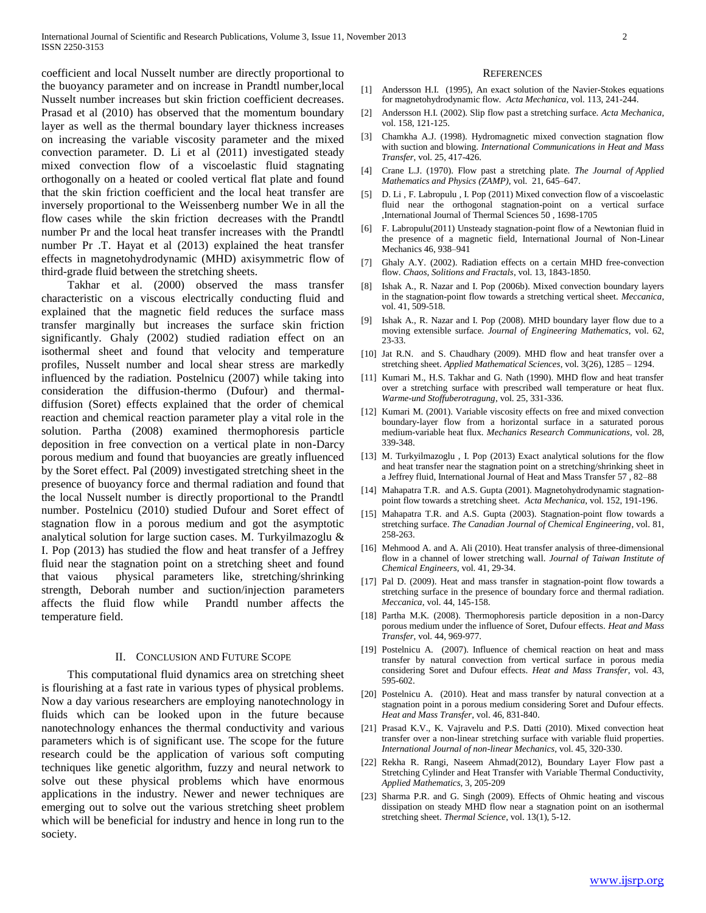coefficient and local Nusselt number are directly proportional to the buoyancy parameter and on increase in Prandtl number,local Nusselt number increases but skin friction coefficient decreases. Prasad et al (2010) has observed that the momentum boundary layer as well as the thermal boundary layer thickness increases on increasing the variable viscosity parameter and the mixed convection parameter. D. Li et al (2011) investigated steady mixed convection flow of a viscoelastic fluid stagnating orthogonally on a heated or cooled vertical flat plate and found that the skin friction coefficient and the local heat transfer are inversely proportional to the Weissenberg number We in all the flow cases while the skin friction decreases with the Prandtl number Pr and the local heat transfer increases with the Prandtl number Pr .T. Hayat et al (2013) explained the heat transfer effects in magnetohydrodynamic (MHD) axisymmetric flow of third-grade fluid between the stretching sheets.

Takhar et al. (2000) observed the mass transfer characteristic on a viscous electrically conducting fluid and explained that the magnetic field reduces the surface mass transfer marginally but increases the surface skin friction significantly. Ghaly (2002) studied radiation effect on an isothermal sheet and found that velocity and temperature profiles, Nusselt number and local shear stress are markedly influenced by the radiation. Postelnicu (2007) while taking into consideration the diffusion-thermo (Dufour) and thermal-diffusion (Soret) effects explained that the order of chemical reaction and chemical reaction parameter play a vital role in the solution. Partha (2008) examined thermophoresis particle deposition in free convection on a vertical plate in non-Darcy porous medium and found that buoyancies are greatly influenced by the Soret effect. Pal (2009) investigated stretching sheet in the presence of buoyancy force and thermal radiation and found that the local Nusselt number is directly proportional to the Prandtl number. Postelnicu (2010) studied Dufour and Soret effect of stagnation flow in a porous medium and got the asymptotic analytical solution for large suction cases. M. Turkyilmazoglu & I. Pop (2013) has studied the flow and heat transfer of a Jeffrey fluid near the stagnation point on a stretching sheet and found that vaious physical parameters like, stretching/shrinking strength, Deborah number and suction/injection parameters affects the fluid flow while Prandtl number affects the temperature field.

## II. Conclusion and Future Scope

This computational fluid dynamics area on stretching sheet is flourishing at a fast rate in various types of physical problems. Now a day various researchers are employing nanotechnology in fluids which can be looked upon in the future because nanotechnology enhances the thermal conductivity and various parameters which is of significant use. The scope for the future research could be the application of various soft computing techniques like genetic algorithm, fuzzy and neural network to solve out these physical problems which have enormous applications in the industry. Newer and newer techniques are emerging out to solve out the various stretching sheet problem which will be beneficial for industry and hence in long run to the society.

## References

[1] Andersson H.I. (1995), An exact solution of the Navier-Stokes equations for magnetohydrodynamic flow. *Acta Mechanica*, vol. 113, 241-244.

[2] Andersson H.I. (2002). Slip flow past a stretching surface. *Acta Mechanica*, vol. 158, 121-125.

[3] Chamkha A.J. (1998). Hydromagnetic mixed convection stagnation flow with suction and blowing. *International Communications in Heat and Mass Transfer*, vol. 25, 417-426.

[4] Crane L.J. (1970). Flow past a stretching plate. *The Journal of Applied Mathematics and Physics (ZAMP)*, vol. 21, 645–647.

[5] D. Li , F. Labropulu , I. Pop (2011) Mixed convection flow of a viscoelastic fluid near the orthogonal stagnation-point on a vertical surface ,International Journal of Thermal Sciences 50 , 1698-1705

[6] F. Labropulu(2011) Unsteady stagnation-point flow of a Newtonian fluid in the presence of a magnetic field, International Journal of Non-Linear Mechanics 46, 938–941

[7] Ghaly A.Y. (2002). Radiation effects on a certain MHD free-convection flow. *Chaos, Solitions and Fractals*, vol. 13, 1843-1850.

[8] Ishak A., R. Nazar and I. Pop (2006b). Mixed convection boundary layers in the stagnation-point flow towards a stretching vertical sheet. *Meccanica*, vol. 41, 509-518.

[9] Ishak A., R. Nazar and I. Pop (2008). MHD boundary layer flow due to a moving extensible surface. *Journal of Engineering Mathematics*, vol. 62, 23-33.

[10] Jat R.N. and S. Chaudhary (2009). MHD flow and heat transfer over a stretching sheet. *Applied Mathematical Sciences*, vol. 3(26), 1285 – 1294.

[11] Kumari M., H.S. Takhar and G. Nath (1990). MHD flow and heat transfer over a stretching surface with prescribed wall temperature or heat flux. *Warme-und Stoffuberotragung*, vol. 25, 331-336.

[12] Kumari M. (2001). Variable viscosity effects on free and mixed convection boundary-layer flow from a horizontal surface in a saturated porous medium-variable heat flux. *Mechanics Research Communications*, vol. 28, 339-348.

[13] M. Turkyilmazoglu , I. Pop (2013) Exact analytical solutions for the flow and heat transfer near the stagnation point on a stretching/shrinking sheet in a Jeffrey fluid, International Journal of Heat and Mass Transfer 57 , 82–88

[14] Mahapatra T.R. and A.S. Gupta (2001). Magnetohydrodynamic stagnation-point flow towards a stretching sheet. *Acta Mechanica*, vol. 152, 191-196.

[15] Mahapatra T.R. and A.S. Gupta (2003). Stagnation-point flow towards a stretching surface. *The Canadian Journal of Chemical Engineering*, vol. 81, 258-263.

[16] Mehmood A. and A. Ali (2010). Heat transfer analysis of three-dimensional flow in a channel of lower stretching wall. *Journal of Taiwan Institute of Chemical Engineers*, vol. 41, 29-34.

[17] Pal D. (2009). Heat and mass transfer in stagnation-point flow towards a stretching surface in the presence of boundary force and thermal radiation. *Meccanica*, vol. 44, 145-158.

[18] Partha M.K. (2008). Thermophoresis particle deposition in a non-Darcy porous medium under the influence of Soret, Dufour effects. *Heat and Mass Transfer*, vol. 44, 969-977.

[19] Postelnicu A. (2007). Influence of chemical reaction on heat and mass transfer by natural convection from vertical surface in porous media considering Soret and Dufour effects. *Heat and Mass Transfer*, vol. 43, 595-602.

[20] Postelnicu A. (2010). Heat and mass transfer by natural convection at a stagnation point in a porous medium considering Soret and Dufour effects. *Heat and Mass Transfer*, vol. 46, 831-840.

[21] Prasad K.V., K. Vajravelu and P.S. Datti (2010). Mixed convection heat transfer over a non-linear stretching surface with variable fluid properties. *International Journal of non-linear Mechanics*, vol. 45, 320-330.

[22] Rekha R. Rangi, Naseem Ahmad(2012), Boundary Layer Flow past a Stretching Cylinder and Heat Transfer with Variable Thermal Conductivity, *Applied Mathematics*, 3, 205-209

[23] Sharma P.R. and G. Singh (2009). Effects of Ohmic heating and viscous dissipation on steady MHD flow near a stagnation point on an isothermal stretching sheet. *Thermal Science*, vol. 13(1), 5-12.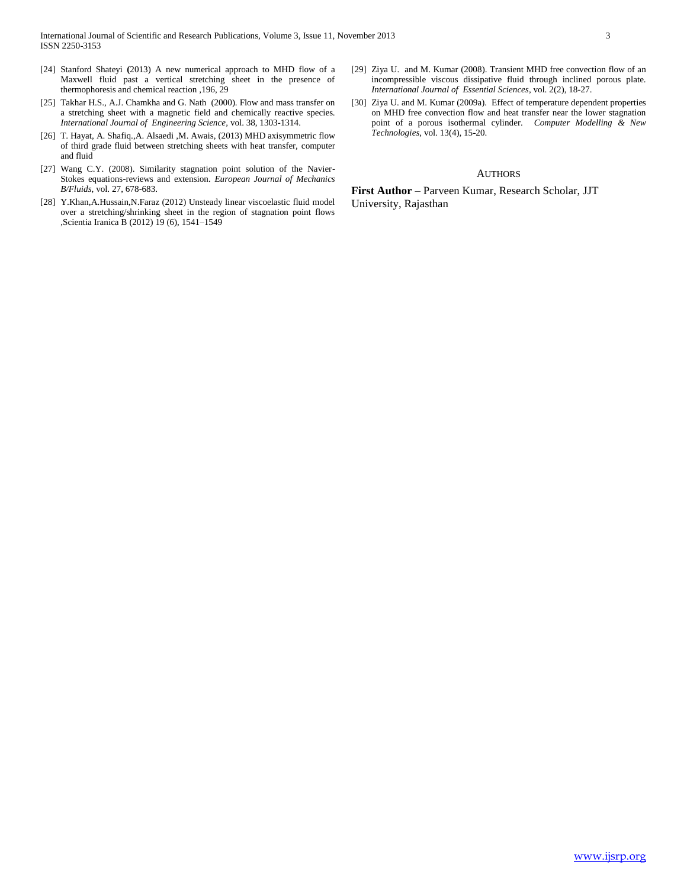[24] Stanford Shateyi (2013) A new numerical approach to MHD flow of a Maxwell fluid past a vertical stretching sheet in the presence of thermophoresis and chemical reaction ,196, 29

[25] Takhar H.S., A.J. Chamkha and G. Nath (2000). Flow and mass transfer on a stretching sheet with a magnetic field and chemically reactive species. *International Journal of Engineering Science*, vol. 38, 1303-1314.

[26] T. Hayat, A. Shafiq.,A. Alsaedi ,M. Awais, (2013) MHD axisymmetric flow of third grade fluid between stretching sheets with heat transfer, computer and fluid

[27] Wang C.Y. (2008). Similarity stagnation point solution of the Navier-Stokes equations-reviews and extension. *European Journal of Mechanics B/Fluids*, vol. 27, 678-683.

[28] Y.Khan,A.Hussain,N.Faraz (2012) Unsteady linear viscoelastic fluid model over a stretching/shrinking sheet in the region of stagnation point flows ,Scientia Iranica B (2012) 19 (6), 1541–1549

[29] Ziya U. and M. Kumar (2008). Transient MHD free convection flow of an incompressible viscous dissipative fluid through inclined porous plate. *International Journal of Essential Sciences*, vol. 2(2), 18-27.

[30] Ziya U. and M. Kumar (2009a). Effect of temperature dependent properties on MHD free convection flow and heat transfer near the lower stagnation point of a porous isothermal cylinder. *Computer Modelling & New Technologies*, vol. 13(4), 15-20.

## AUTHORS

**First Author** – Parveen Kumar, Research Scholar, JJT University, Rajasthan